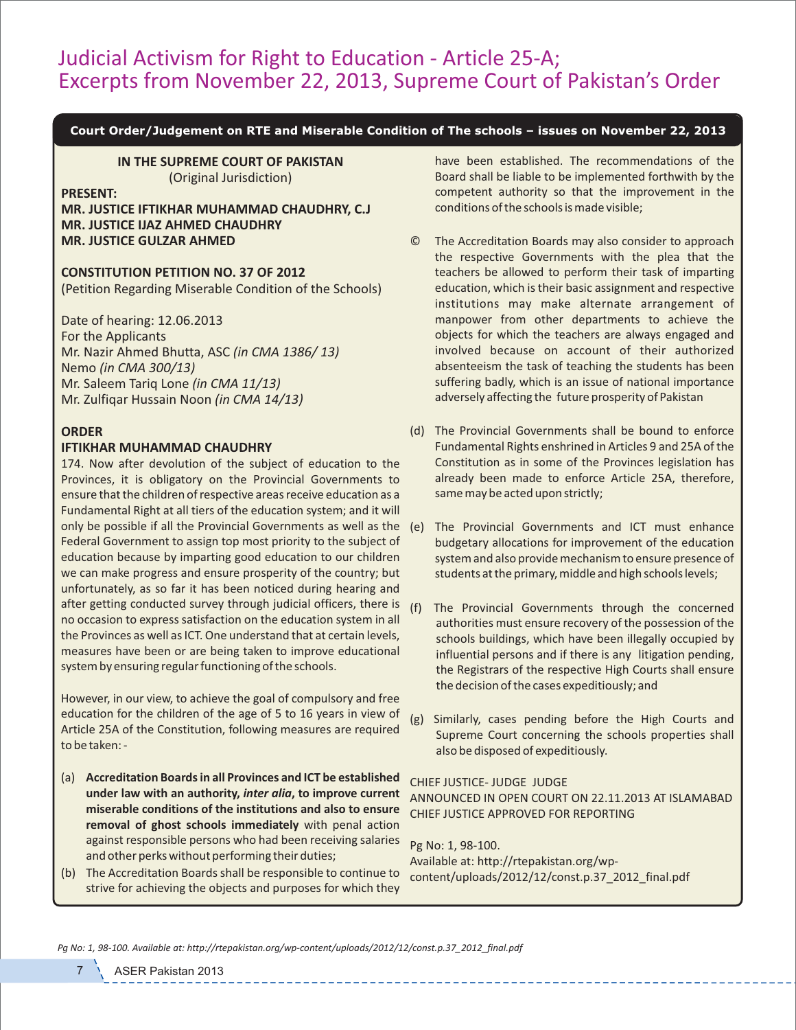# Judicial Activism for Right to Education - Article 25-A; Excerpts from November 22, 2013, Supreme Court of Pakistan's Order

**Court Order/Judgement on RTE and Miserable Condition of The schools – issues on November 22, 2013**

**IN THE SUPREME COURT OF PAKISTAN**
(Original Jurisdiction)

**PRESENT:**
**MR. JUSTICE IFTIKHAR MUHAMMAD CHAUDHRY, C.J**
**MR. JUSTICE IJAZ AHMED CHAUDHRY**
**MR. JUSTICE GULZAR AHMED**

**CONSTITUTION PETITION NO. 37 OF 2012**
(Petition Regarding Miserable Condition of the Schools)

Date of hearing: 12.06.2013
For the Applicants
Mr. Nazir Ahmed Bhutta, ASC *(in CMA 1386/ 13)*
Nemo *(in CMA 300/13)*
Mr. Saleem Tariq Lone *(in CMA 11/13)*
Mr. Zulfiqar Hussain Noon *(in CMA 14/13)*

**ORDER**
**IFTIKHAR MUHAMMAD CHAUDHRY**

174. Now after devolution of the subject of education to the Provinces, it is obligatory on the Provincial Governments to ensure that the children of respective areas receive education as a Fundamental Right at all tiers of the education system; and it will only be possible if all the Provincial Governments as well as the Federal Government to assign top most priority to the subject of education because by imparting good education to our children we can make progress and ensure prosperity of the country; but unfortunately, as so far it has been noticed during hearing and after getting conducted survey through judicial officers, there is no occasion to express satisfaction on the education system in all the Provinces as well as ICT. One understand that at certain levels, measures have been or are being taken to improve educational system by ensuring regular functioning of the schools.

However, in our view, to achieve the goal of compulsory and free education for the children of the age of 5 to 16 years in view of Article 25A of the Constitution, following measures are required to be taken: -

(a) **Accreditation Boards in all Provinces and ICT be established under law with an authority, *inter alia*, to improve current miserable conditions of the institutions and also to ensure removal of ghost schools immediately** with penal action against responsible persons who had been receiving salaries and other perks without performing their duties;

(b) The Accreditation Boards shall be responsible to continue to strive for achieving the objects and purposes for which they have been established. The recommendations of the Board shall be liable to be implemented forthwith by the competent authority so that the improvement in the conditions of the schools is made visible;

© The Accreditation Boards may also consider to approach the respective Governments with the plea that the teachers be allowed to perform their task of imparting education, which is their basic assignment and respective institutions may make alternate arrangement of manpower from other departments to achieve the objects for which the teachers are always engaged and involved because on account of their authorized absenteeism the task of teaching the students has been suffering badly, which is an issue of national importance adversely affecting the future prosperity of Pakistan

(d) The Provincial Governments shall be bound to enforce Fundamental Rights enshrined in Articles 9 and 25A of the Constitution as in some of the Provinces legislation has already been made to enforce Article 25A, therefore, same may be acted upon strictly;

(e) The Provincial Governments and ICT must enhance budgetary allocations for improvement of the education system and also provide mechanism to ensure presence of students at the primary, middle and high schools levels;

(f) The Provincial Governments through the concerned authorities must ensure recovery of the possession of the schools buildings, which have been illegally occupied by influential persons and if there is any litigation pending, the Registrars of the respective High Courts shall ensure the decision of the cases expeditiously; and

(g) Similarly, cases pending before the High Courts and Supreme Court concerning the schools properties shall also be disposed of expeditiously.

CHIEF JUSTICE- JUDGE JUDGE
ANNOUNCED IN OPEN COURT ON 22.11.2013 AT ISLAMABAD
CHIEF JUSTICE APPROVED FOR REPORTING

Pg No: 1, 98-100.
Available at: http://rtepakistan.org/wp-content/uploads/2012/12/const.p.37_2012_final.pdf

*Pg No: 1, 98-100. Available at: http://rtepakistan.org/wp-content/uploads/2012/12/const.p.37_2012_final.pdf*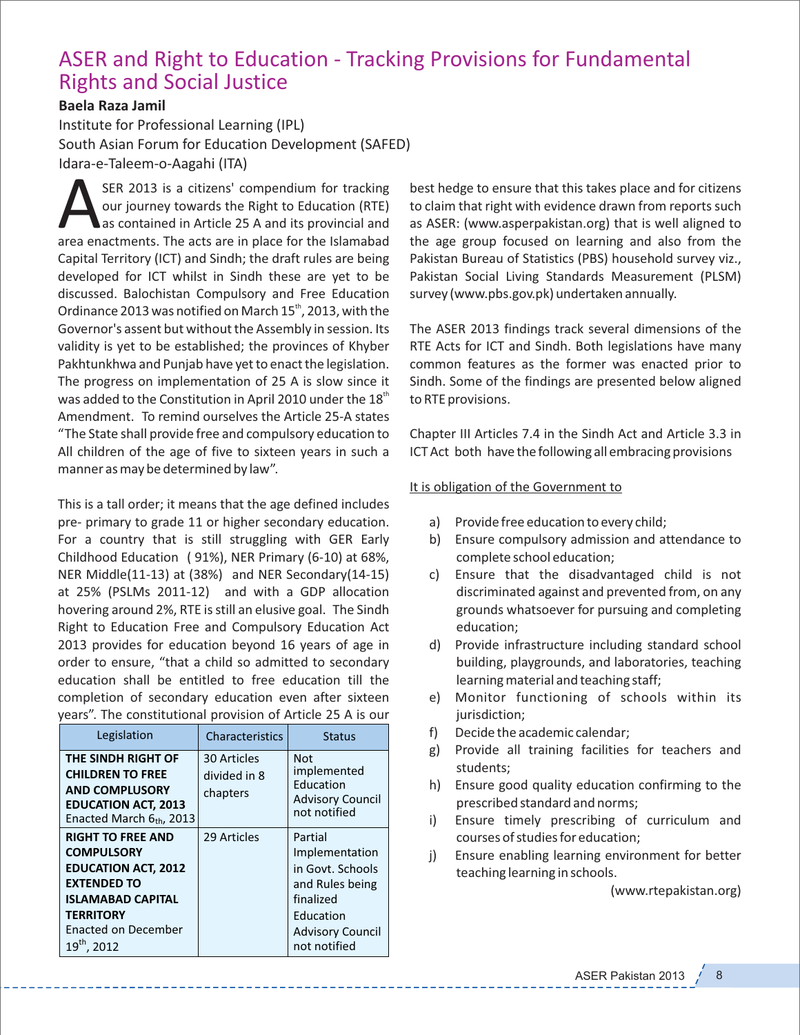# ASER and Right to Education - Tracking Provisions for Fundamental Rights and Social Justice

**Baela Raza Jamil**

Institute for Professional Learning (IPL)

South Asian Forum for Education Development (SAFED)

Idara-e-Taleem-o-Aagahi (ITA)

ASER 2013 is a citizens' compendium for tracking our journey towards the Right to Education (RTE) as contained in Article 25 A and its provincial and area enactments. The acts are in place for the Islamabad Capital Territory (ICT) and Sindh; the draft rules are being developed for ICT whilst in Sindh these are yet to be discussed. Balochistan Compulsory and Free Education Ordinance 2013 was notified on March 15th, 2013, with the Governor's assent but without the Assembly in session. Its validity is yet to be established; the provinces of Khyber Pakhtunkhwa and Punjab have yet to enact the legislation. The progress on implementation of 25 A is slow since it was added to the Constitution in April 2010 under the 18th Amendment. To remind ourselves the Article 25-A states "The State shall provide free and compulsory education to All children of the age of five to sixteen years in such a manner as may be determined by law".

This is a tall order; it means that the age defined includes pre- primary to grade 11 or higher secondary education. For a country that is still struggling with GER Early Childhood Education (91%), NER Primary (6-10) at 68%, NER Middle(11-13) at (38%) and NER Secondary(14-15) at 25% (PSLMs 2011-12) and with a GDP allocation hovering around 2%, RTE is still an elusive goal. The Sindh Right to Education Free and Compulsory Education Act 2013 provides for education beyond 16 years of age in order to ensure, "that a child so admitted to secondary education shall be entitled to free education till the completion of secondary education even after sixteen years". The constitutional provision of Article 25 A is our best hedge to ensure that this takes place and for citizens to claim that right with evidence drawn from reports such as ASER: (www.asperpakistan.org) that is well aligned to the age group focused on learning and also from the Pakistan Bureau of Statistics (PBS) household survey viz., Pakistan Social Living Standards Measurement (PLSM) survey (www.pbs.gov.pk) undertaken annually.

| Legislation | Characteristics | Status |
|---|---|---|
| **THE SINDH RIGHT OF CHILDREN TO FREE AND COMPLUSORY EDUCATION ACT, 2013** Enacted March 6th, 2013 | 30 Articles divided in 8 chapters | Not implemented Education Advisory Council not notified |
| **RIGHT TO FREE AND COMPULSORY EDUCATION ACT, 2012 EXTENDED TO ISLAMABAD CAPITAL TERRITORY** Enacted on December 19th, 2012 | 29 Articles | Partial Implementation in Govt. Schools and Rules being finalized Education Advisory Council not notified |

The ASER 2013 findings track several dimensions of the RTE Acts for ICT and Sindh. Both legislations have many common features as the former was enacted prior to Sindh. Some of the findings are presented below aligned to RTE provisions.

Chapter III Articles 7.4 in the Sindh Act and Article 3.3 in ICT Act both have the following all embracing provisions

<u>It is obligation of the Government to</u>

a) Provide free education to every child;
b) Ensure compulsory admission and attendance to complete school education;
c) Ensure that the disadvantaged child is not discriminated against and prevented from, on any grounds whatsoever for pursuing and completing education;
d) Provide infrastructure including standard school building, playgrounds, and laboratories, teaching learning material and teaching staff;
e) Monitor functioning of schools within its jurisdiction;
f) Decide the academic calendar;
g) Provide all training facilities for teachers and students;
h) Ensure good quality education confirming to the prescribed standard and norms;
i) Ensure timely prescribing of curriculum and courses of studies for education;
j) Ensure enabling learning environment for better teaching learning in schools.

(www.rtepakistan.org)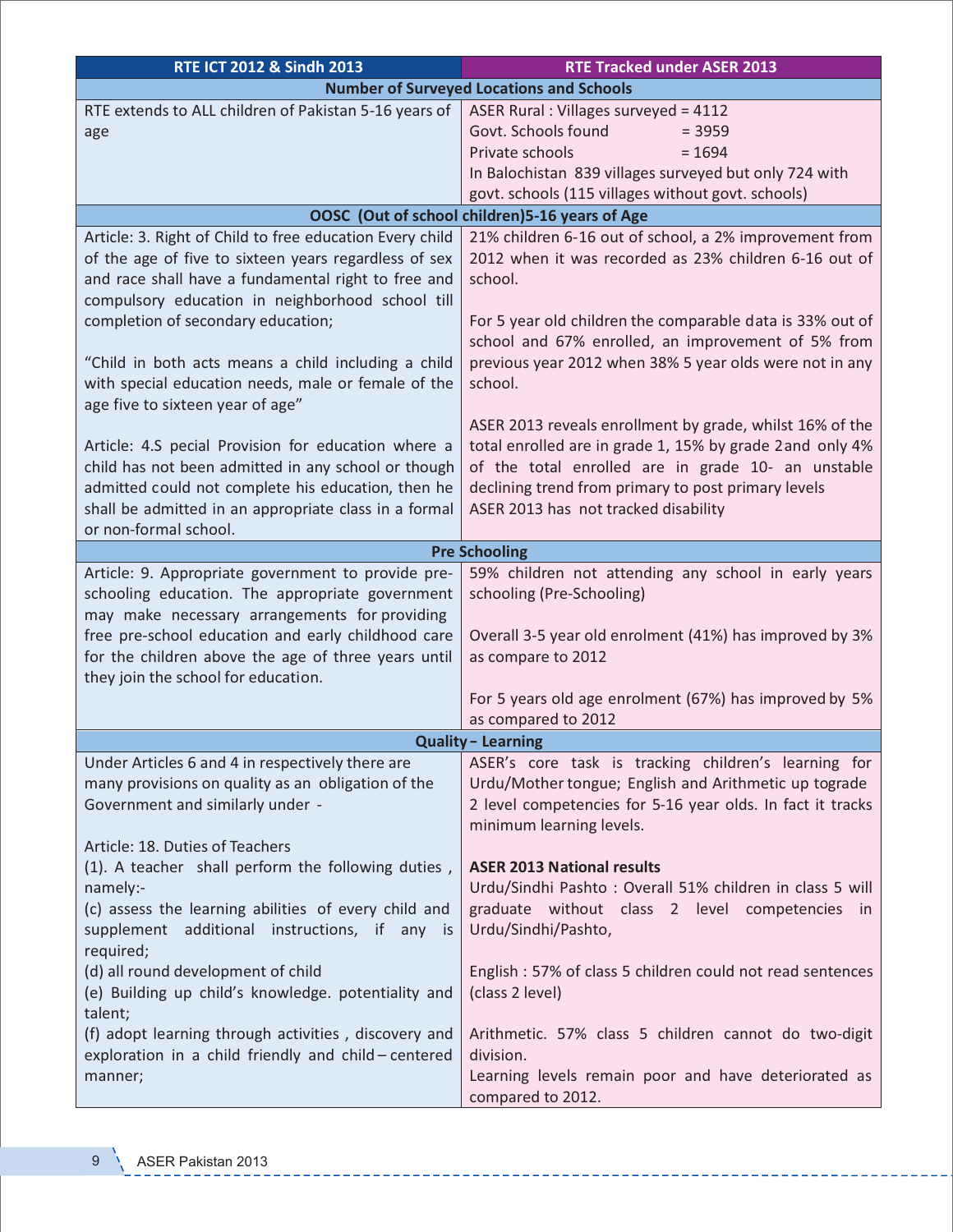| RTE ICT 2012 & Sindh 2013 | RTE Tracked under ASER 2013 |
| --- | --- |
| **Number of Surveyed Locations and Schools** | |
| RTE extends to ALL children of Pakistan 5-16 years of age | ASER Rural : Villages surveyed = 4112<br>Govt. Schools found = 3959<br>Private schools = 1694<br>In Balochistan 839 villages surveyed but only 724 with govt. schools (115 villages without govt. schools) |
| **OOSC (Out of school children)5-16 years of Age** | |
| Article: 3. Right of Child to free education Every child of the age of five to sixteen years regardless of sex and race shall have a fundamental right to free and compulsory education in neighborhood school till completion of secondary education;<br><br>"Child in both acts means a child including a child with special education needs, male or female of the age five to sixteen year of age"<br><br>Article: 4.S pecial Provision for education where a child has not been admitted in any school or though admitted could not complete his education, then he shall be admitted in an appropriate class in a formal or non-formal school. | 21% children 6-16 out of school, a 2% improvement from 2012 when it was recorded as 23% children 6-16 out of school.<br><br>For 5 year old children the comparable data is 33% out of school and 67% enrolled, an improvement of 5% from previous year 2012 when 38% 5 year olds were not in any school.<br><br>ASER 2013 reveals enrollment by grade, whilst 16% of the total enrolled are in grade 1, 15% by grade 2and only 4% of the total enrolled are in grade 10- an unstable declining trend from primary to post primary levels<br>ASER 2013 has not tracked disability |
| **Pre Schooling** | |
| Article: 9. Appropriate government to provide pre-schooling education. The appropriate government may make necessary arrangements for providing free pre-school education and early childhood care for the children above the age of three years until they join the school for education. | 59% children not attending any school in early years schooling (Pre-Schooling)<br><br>Overall 3-5 year old enrolment (41%) has improved by 3% as compare to 2012<br><br>For 5 years old age enrolment (67%) has improved by 5% as compared to 2012 |
| **Quality – Learning** | |
| Under Articles 6 and 4 in respectively there are many provisions on quality as an obligation of the Government and similarly under -<br><br>Article: 18. Duties of Teachers<br>(1). A teacher shall perform the following duties , namely:-<br>(c) assess the learning abilities of every child and supplement additional instructions, if any is required;<br>(d) all round development of child<br>(e) Building up child's knowledge. potentiality and talent;<br>(f) adopt learning through activities , discovery and exploration in a child friendly and child – centered manner; | ASER's core task is tracking children's learning for Urdu/Mother tongue; English and Arithmetic up tograde 2 level competencies for 5-16 year olds. In fact it tracks minimum learning levels.<br><br>**ASER 2013 National results**<br>Urdu/Sindhi Pashto : Overall 51% children in class 5 will graduate without class 2 level competencies in Urdu/Sindhi/Pashto,<br><br>English : 57% of class 5 children could not read sentences (class 2 level)<br><br>Arithmetic. 57% class 5 children cannot do two-digit division.<br>Learning levels remain poor and have deteriorated as compared to 2012. |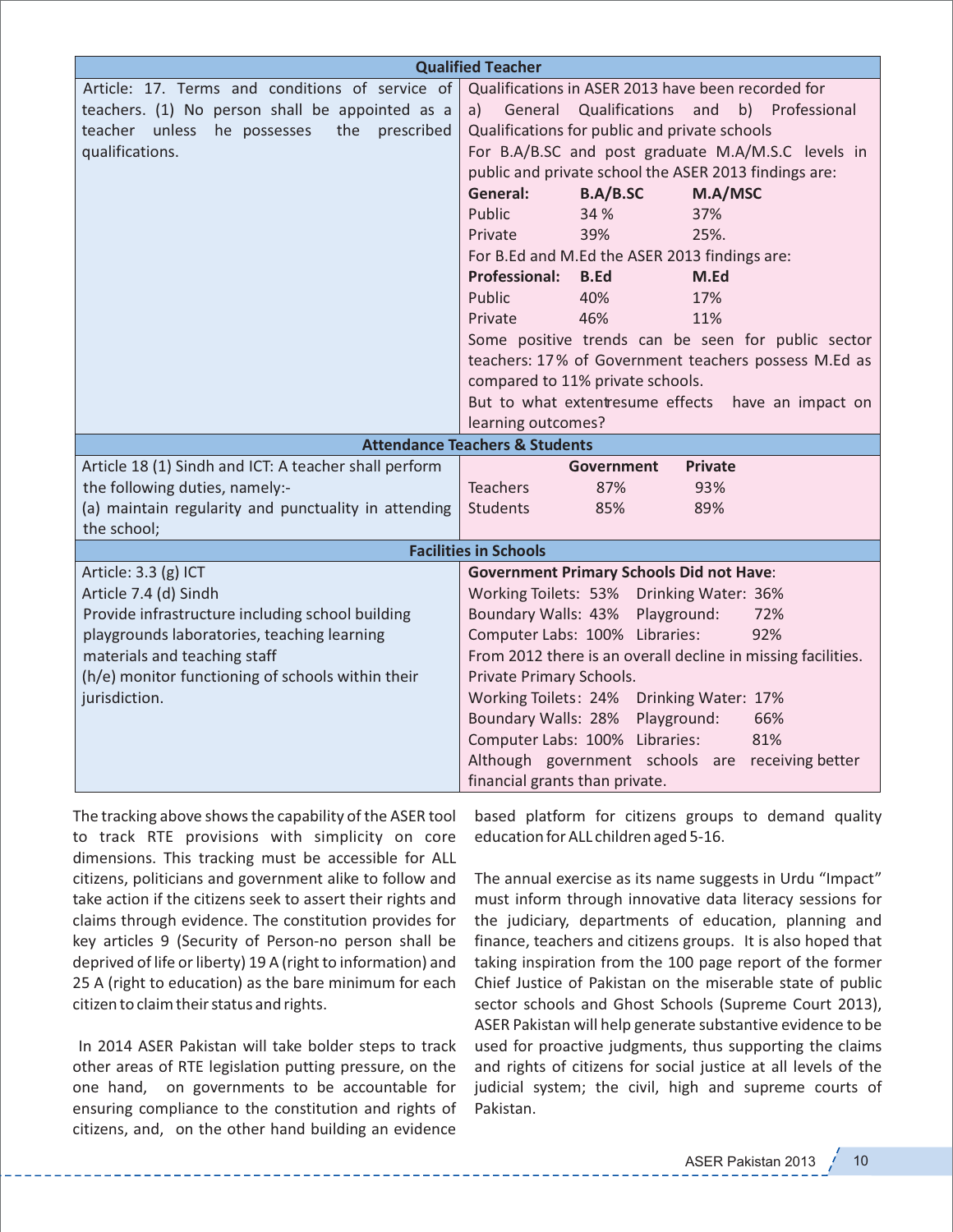| Qualified Teacher | |
|---|---|
| Article: 17. Terms and conditions of service of teachers. (1) No person shall be appointed as a teacher unless he possesses the prescribed qualifications. | Qualifications in ASER 2013 have been recorded for a) General Qualifications and b) Professional Qualifications for public and private schools<br>For B.A/B.SC and post graduate M.A/M.S.C levels in public and private school the ASER 2013 findings are:<br>**General:** **B.A/B.SC** **M.A/MSC**<br>Public 34 % 37%<br>Private 39% 25%.<br>For B.Ed and M.Ed the ASER 2013 findings are:<br>**Professional:** **B.Ed** **M.Ed**<br>Public 40% 17%<br>Private 46% 11%<br>Some positive trends can be seen for public sector teachers: 17% of Government teachers possess M.Ed as compared to 11% private schools.<br>But to what extentresume effects have an impact on learning outcomes? |
| **Attendance Teachers & Students** | |
| Article 18 (1) Sindh and ICT: A teacher shall perform the following duties, namely:-<br>(a) maintain regularity and punctuality in attending the school; | **Government** **Private**<br>Teachers 87% 93%<br>Students 85% 89% |
| **Facilities in Schools** | |
| Article: 3.3 (g) ICT<br>Article 7.4 (d) Sindh<br>Provide infrastructure including school building playgrounds laboratories, teaching learning materials and teaching staff<br>(h/e) monitor functioning of schools within their jurisdiction. | **Government Primary Schools Did not Have**:<br>Working Toilets: 53% Drinking Water: 36%<br>Boundary Walls: 43% Playground: 72%<br>Computer Labs: 100% Libraries: 92%<br>From 2012 there is an overall decline in missing facilities.<br>Private Primary Schools.<br>Working Toilets: 24% Drinking Water: 17%<br>Boundary Walls: 28% Playground: 66%<br>Computer Labs: 100% Libraries: 81%<br>Although government schools are receiving better financial grants than private. |

The tracking above shows the capability of the ASER tool to track RTE provisions with simplicity on core dimensions. This tracking must be accessible for ALL citizens, politicians and government alike to follow and take action if the citizens seek to assert their rights and claims through evidence. The constitution provides for key articles 9 (Security of Person-no person shall be deprived of life or liberty) 19 A (right to information) and 25 A (right to education) as the bare minimum for each citizen to claim their status and rights.

In 2014 ASER Pakistan will take bolder steps to track other areas of RTE legislation putting pressure, on the one hand, on governments to be accountable for ensuring compliance to the constitution and rights of citizens, and, on the other hand building an evidence based platform for citizens groups to demand quality education for ALL children aged 5-16.

The annual exercise as its name suggests in Urdu "Impact" must inform through innovative data literacy sessions for the judiciary, departments of education, planning and finance, teachers and citizens groups. It is also hoped that taking inspiration from the 100 page report of the former Chief Justice of Pakistan on the miserable state of public sector schools and Ghost Schools (Supreme Court 2013), ASER Pakistan will help generate substantive evidence to be used for proactive judgments, thus supporting the claims and rights of citizens for social justice at all levels of the judicial system; the civil, high and supreme courts of Pakistan.